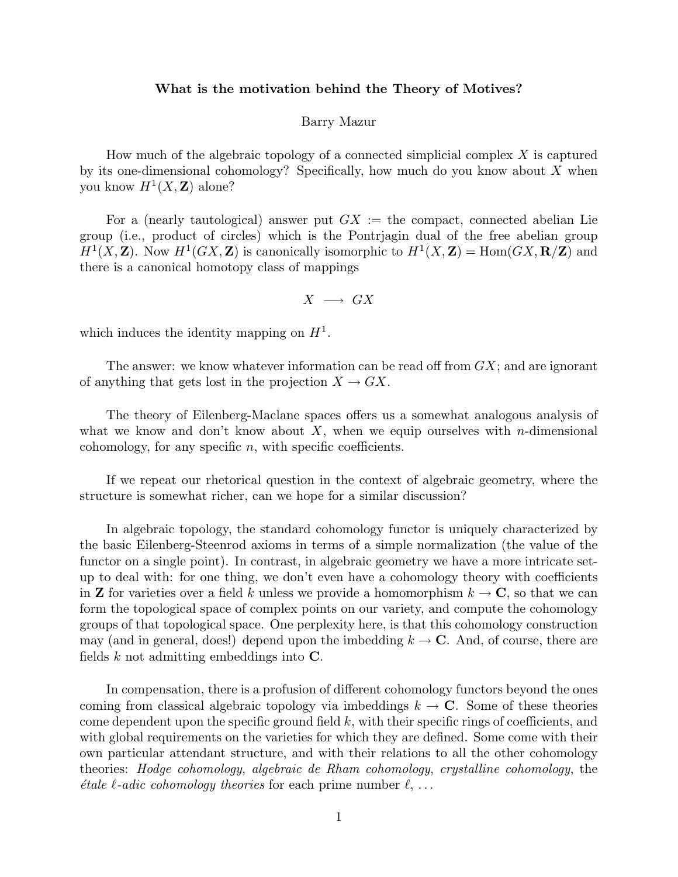# What is the motivation behind the Theory of Motives?

Barry Mazur

How much of the algebraic topology of a connected simplicial complex $X$ is captured by its one-dimensional cohomology? Specifically, how much do you know about $X$ when you know $H^1(X, \mathbf{Z})$ alone?

For a (nearly tautological) answer put $GX :=$ the compact, connected abelian Lie group (i.e., product of circles) which is the Pontrjagin dual of the free abelian group $H^1(X, \mathbf{Z})$. Now $H^1(GX, \mathbf{Z})$ is canonically isomorphic to $H^1(X, \mathbf{Z}) = \mathrm{Hom}(GX, \mathbf{R}/\mathbf{Z})$ and there is a canonical homotopy class of mappings

$$X \longrightarrow GX$$

which induces the identity mapping on $H^1$.

The answer: we know whatever information can be read off from $GX$; and are ignorant of anything that gets lost in the projection $X \to GX$.

The theory of Eilenberg-Maclane spaces offers us a somewhat analogous analysis of what we know and don't know about $X$, when we equip ourselves with $n$-dimensional cohomology, for any specific $n$, with specific coefficients.

If we repeat our rhetorical question in the context of algebraic geometry, where the structure is somewhat richer, can we hope for a similar discussion?

In algebraic topology, the standard cohomology functor is uniquely characterized by the basic Eilenberg-Steenrod axioms in terms of a simple normalization (the value of the functor on a single point). In contrast, in algebraic geometry we have a more intricate set-up to deal with: for one thing, we don't even have a cohomology theory with coefficients in $\mathbf{Z}$ for varieties over a field $k$ unless we provide a homomorphism $k \to \mathbf{C}$, so that we can form the topological space of complex points on our variety, and compute the cohomology groups of that topological space. One perplexity here, is that this cohomology construction may (and in general, does!) depend upon the imbedding $k \to \mathbf{C}$. And, of course, there are fields $k$ not admitting embeddings into $\mathbf{C}$.

In compensation, there is a profusion of different cohomology functors beyond the ones coming from classical algebraic topology via imbeddings $k \to \mathbf{C}$. Some of these theories come dependent upon the specific ground field $k$, with their specific rings of coefficients, and with global requirements on the varieties for which they are defined. Some come with their own particular attendant structure, and with their relations to all the other cohomology theories: *Hodge cohomology*, *algebraic de Rham cohomology*, *crystalline cohomology*, the *étale $\ell$-adic cohomology theories* for each prime number $\ell$, ...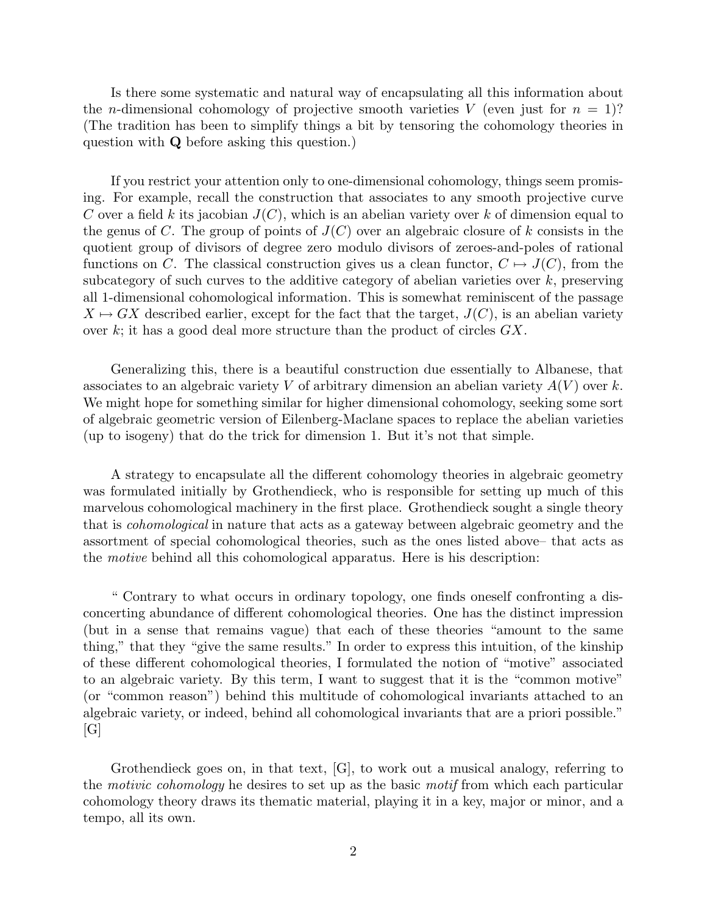Is there some systematic and natural way of encapsulating all this information about the $n$-dimensional cohomology of projective smooth varieties $V$ (even just for $n = 1$)? (The tradition has been to simplify things a bit by tensoring the cohomology theories in question with $\mathbf{Q}$ before asking this question.)

If you restrict your attention only to one-dimensional cohomology, things seem promising. For example, recall the construction that associates to any smooth projective curve $C$ over a field $k$ its jacobian $J(C)$, which is an abelian variety over $k$ of dimension equal to the genus of $C$. The group of points of $J(C)$ over an algebraic closure of $k$ consists in the quotient group of divisors of degree zero modulo divisors of zeroes-and-poles of rational functions on $C$. The classical construction gives us a clean functor, $C \mapsto J(C)$, from the subcategory of such curves to the additive category of abelian varieties over $k$, preserving all 1-dimensional cohomological information. This is somewhat reminiscent of the passage $X \mapsto GX$ described earlier, except for the fact that the target, $J(C)$, is an abelian variety over $k$; it has a good deal more structure than the product of circles $GX$.

Generalizing this, there is a beautiful construction due essentially to Albanese, that associates to an algebraic variety $V$ of arbitrary dimension an abelian variety $A(V)$ over $k$. We might hope for something similar for higher dimensional cohomology, seeking some sort of algebraic geometric version of Eilenberg-Maclane spaces to replace the abelian varieties (up to isogeny) that do the trick for dimension 1. But it's not that simple.

A strategy to encapsulate all the different cohomology theories in algebraic geometry was formulated initially by Grothendieck, who is responsible for setting up much of this marvelous cohomological machinery in the first place. Grothendieck sought a single theory that is *cohomological* in nature that acts as a gateway between algebraic geometry and the assortment of special cohomological theories, such as the ones listed above– that acts as the *motive* behind all this cohomological apparatus. Here is his description:

" Contrary to what occurs in ordinary topology, one finds oneself confronting a disconcerting abundance of different cohomological theories. One has the distinct impression (but in a sense that remains vague) that each of these theories "amount to the same thing," that they "give the same results." In order to express this intuition, of the kinship of these different cohomological theories, I formulated the notion of "motive" associated to an algebraic variety. By this term, I want to suggest that it is the "common motive" (or "common reason") behind this multitude of cohomological invariants attached to an algebraic variety, or indeed, behind all cohomological invariants that are a priori possible." [G]

Grothendieck goes on, in that text, [G], to work out a musical analogy, referring to the *motivic cohomology* he desires to set up as the basic *motif* from which each particular cohomology theory draws its thematic material, playing it in a key, major or minor, and a tempo, all its own.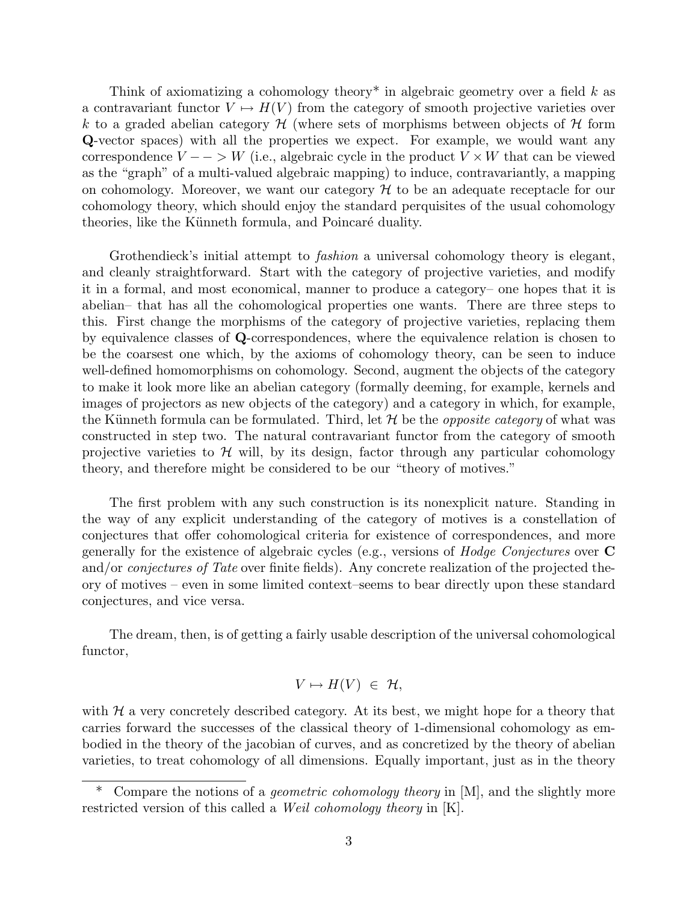Think of axiomatizing a cohomology theory* in algebraic geometry over a field $k$ as a contravariant functor $V \mapsto H(V)$ from the category of smooth projective varieties over $k$ to a graded abelian category $\mathcal{H}$ (where sets of morphisms between objects of $\mathcal{H}$ form **Q**-vector spaces) with all the properties we expect. For example, we would want any correspondence $V - - > W$ (i.e., algebraic cycle in the product $V \times W$ that can be viewed as the "graph" of a multi-valued algebraic mapping) to induce, contravariantly, a mapping on cohomology. Moreover, we want our category $\mathcal{H}$ to be an adequate receptacle for our cohomology theory, which should enjoy the standard perquisites of the usual cohomology theories, like the Künneth formula, and Poincaré duality.

Grothendieck's initial attempt to *fashion* a universal cohomology theory is elegant, and cleanly straightforward. Start with the category of projective varieties, and modify it in a formal, and most economical, manner to produce a category– one hopes that it is abelian– that has all the cohomological properties one wants. There are three steps to this. First change the morphisms of the category of projective varieties, replacing them by equivalence classes of **Q**-correspondences, where the equivalence relation is chosen to be the coarsest one which, by the axioms of cohomology theory, can be seen to induce well-defined homomorphisms on cohomology. Second, augment the objects of the category to make it look more like an abelian category (formally deeming, for example, kernels and images of projectors as new objects of the category) and a category in which, for example, the Künneth formula can be formulated. Third, let $\mathcal{H}$ be the *opposite category* of what was constructed in step two. The natural contravariant functor from the category of smooth projective varieties to $\mathcal{H}$ will, by its design, factor through any particular cohomology theory, and therefore might be considered to be our "theory of motives."

The first problem with any such construction is its nonexplicit nature. Standing in the way of any explicit understanding of the category of motives is a constellation of conjectures that offer cohomological criteria for existence of correspondences, and more generally for the existence of algebraic cycles (e.g., versions of *Hodge Conjectures* over **C** and/or *conjectures of Tate* over finite fields). Any concrete realization of the projected theory of motives – even in some limited context–seems to bear directly upon these standard conjectures, and vice versa.

The dream, then, is of getting a fairly usable description of the universal cohomological functor,

$$V \mapsto H(V) \ \in \ \mathcal{H},$$

with $\mathcal{H}$ a very concretely described category. At its best, we might hope for a theory that carries forward the successes of the classical theory of 1-dimensional cohomology as embodied in the theory of the jacobian of curves, and as concretized by the theory of abelian varieties, to treat cohomology of all dimensions. Equally important, just as in the theory

---

\* Compare the notions of a *geometric cohomology theory* in [M], and the slightly more restricted version of this called a *Weil cohomology theory* in [K].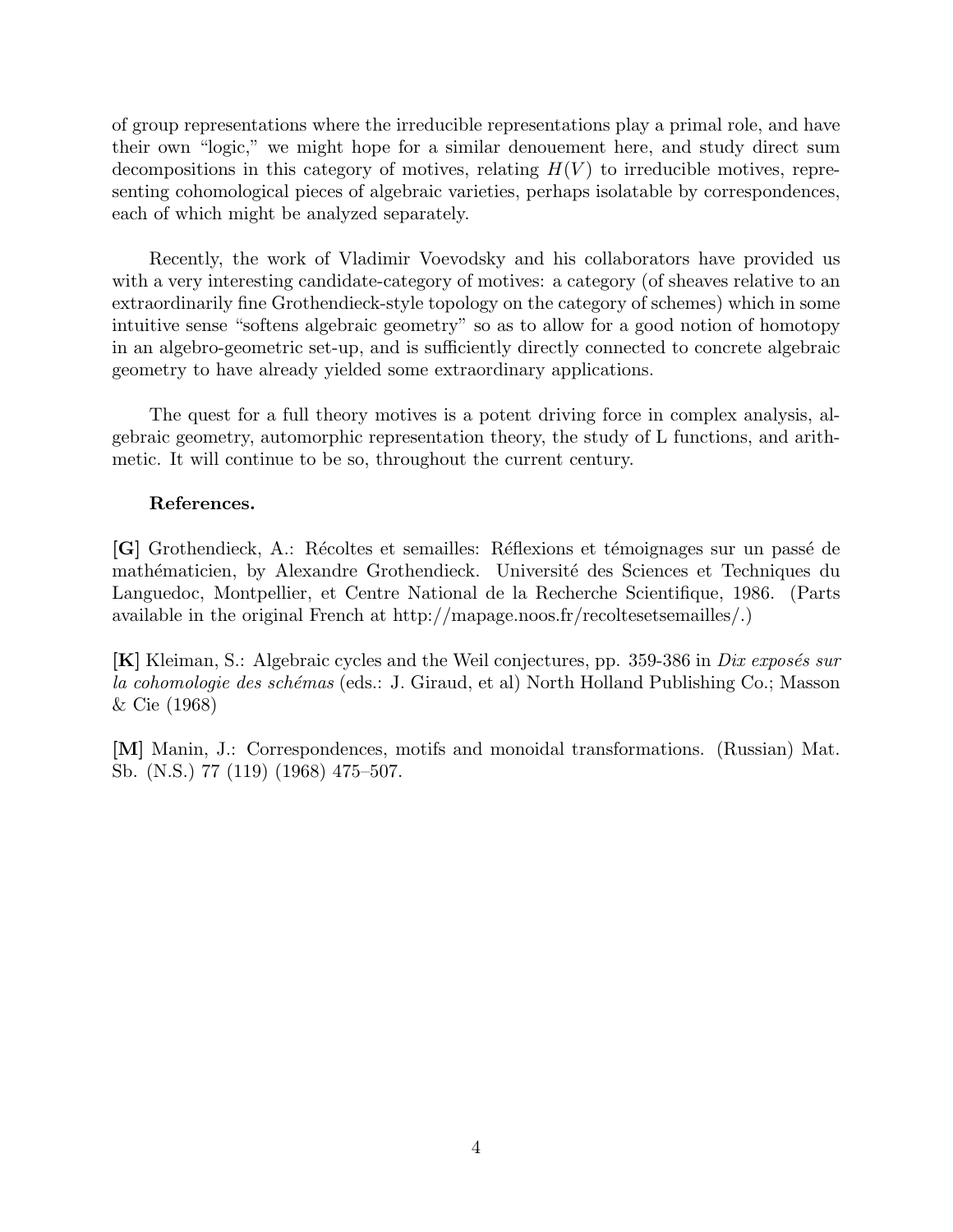of group representations where the irreducible representations play a primal role, and have their own "logic," we might hope for a similar denouement here, and study direct sum decompositions in this category of motives, relating $H(V)$ to irreducible motives, representing cohomological pieces of algebraic varieties, perhaps isolatable by correspondences, each of which might be analyzed separately.

Recently, the work of Vladimir Voevodsky and his collaborators have provided us with a very interesting candidate-category of motives: a category (of sheaves relative to an extraordinarily fine Grothendieck-style topology on the category of schemes) which in some intuitive sense "softens algebraic geometry" so as to allow for a good notion of homotopy in an algebro-geometric set-up, and is sufficiently directly connected to concrete algebraic geometry to have already yielded some extraordinary applications.

The quest for a full theory motives is a potent driving force in complex analysis, algebraic geometry, automorphic representation theory, the study of L functions, and arithmetic. It will continue to be so, throughout the current century.

**References.**

**[G]** Grothendieck, A.: Récoltes et semailles: Réflexions et témoignages sur un passé de mathématicien, by Alexandre Grothendieck. Université des Sciences et Techniques du Languedoc, Montpellier, et Centre National de la Recherche Scientifique, 1986. (Parts available in the original French at http://mapage.noos.fr/recoltesetsemailles/.)

**[K]** Kleiman, S.: Algebraic cycles and the Weil conjectures, pp. 359-386 in *Dix exposés sur la cohomologie des schémas* (eds.: J. Giraud, et al) North Holland Publishing Co.; Masson & Cie (1968)

**[M]** Manin, J.: Correspondences, motifs and monoidal transformations. (Russian) Mat. Sb. (N.S.) 77 (119) (1968) 475–507.